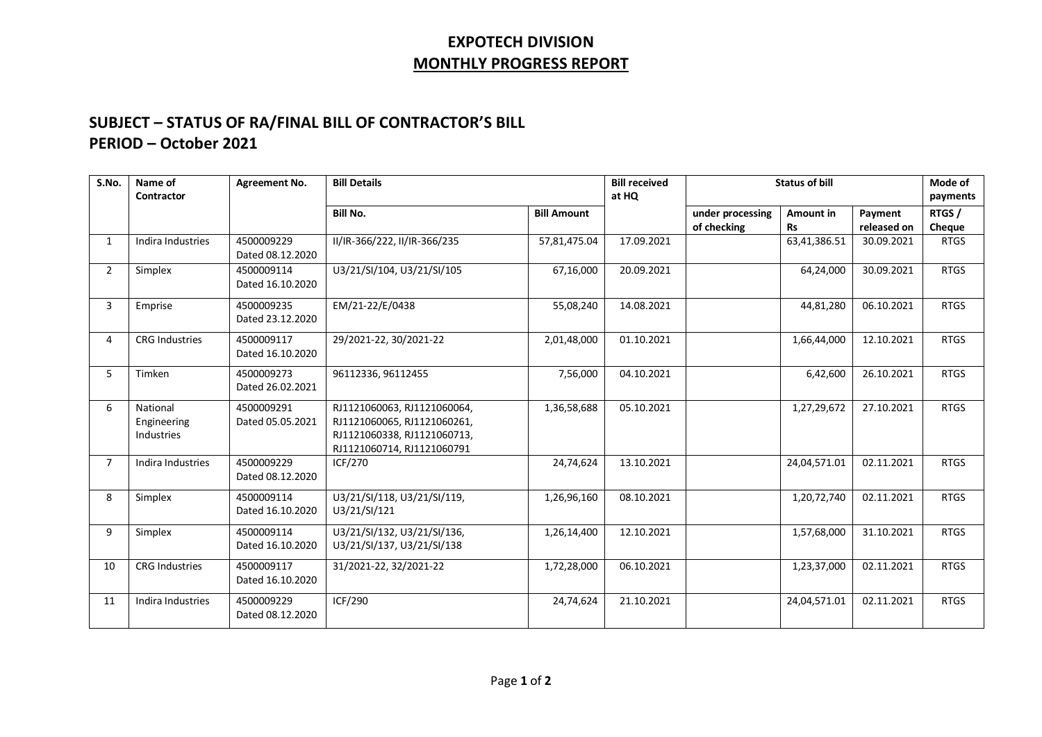# EXPOTECH DIVISION

## MONTHLY PROGRESS REPORT

### SUBJECT – STATUS OF RA/FINAL BILL OF CONTRACTOR'S BILL

### PERIOD – October 2021

| S.No. | Name of Contractor | Agreement No. | Bill Details | | Bill received at HQ | Status of bill | | | Mode of payments |
|---|---|---|---|---|---|---|---|---|---|
| | | | Bill No. | Bill Amount | | under processing of checking | Amount in Rs | Payment released on | RTGS / Cheque |
| 1 | Indira Industries | 4500009229 Dated 08.12.2020 | II/IR-366/222, II/IR-366/235 | 57,81,475.04 | 17.09.2021 | | 63,41,386.51 | 30.09.2021 | RTGS |
| 2 | Simplex | 4500009114 Dated 16.10.2020 | U3/21/SI/104, U3/21/SI/105 | 67,16,000 | 20.09.2021 | | 64,24,000 | 30.09.2021 | RTGS |
| 3 | Emprise | 4500009235 Dated 23.12.2020 | EM/21-22/E/0438 | 55,08,240 | 14.08.2021 | | 44,81,280 | 06.10.2021 | RTGS |
| 4 | CRG Industries | 4500009117 Dated 16.10.2020 | 29/2021-22, 30/2021-22 | 2,01,48,000 | 01.10.2021 | | 1,66,44,000 | 12.10.2021 | RTGS |
| 5 | Timken | 4500009273 Dated 26.02.2021 | 96112336, 96112455 | 7,56,000 | 04.10.2021 | | 6,42,600 | 26.10.2021 | RTGS |
| 6 | National Engineering Industries | 4500009291 Dated 05.05.2021 | RJ1121060063, RJ1121060064, RJ1121060065, RJ1121060261, RJ1121060338, RJ1121060713, RJ1121060714, RJ1121060791 | 1,36,58,688 | 05.10.2021 | | 1,27,29,672 | 27.10.2021 | RTGS |
| 7 | Indira Industries | 4500009229 Dated 08.12.2020 | ICF/270 | 24,74,624 | 13.10.2021 | | 24,04,571.01 | 02.11.2021 | RTGS |
| 8 | Simplex | 4500009114 Dated 16.10.2020 | U3/21/SI/118, U3/21/SI/119, U3/21/SI/121 | 1,26,96,160 | 08.10.2021 | | 1,20,72,740 | 02.11.2021 | RTGS |
| 9 | Simplex | 4500009114 Dated 16.10.2020 | U3/21/SI/132, U3/21/SI/136, U3/21/SI/137, U3/21/SI/138 | 1,26,14,400 | 12.10.2021 | | 1,57,68,000 | 31.10.2021 | RTGS |
| 10 | CRG Industries | 4500009117 Dated 16.10.2020 | 31/2021-22, 32/2021-22 | 1,72,28,000 | 06.10.2021 | | 1,23,37,000 | 02.11.2021 | RTGS |
| 11 | Indira Industries | 4500009229 Dated 08.12.2020 | ICF/290 | 24,74,624 | 21.10.2021 | | 24,04,571.01 | 02.11.2021 | RTGS |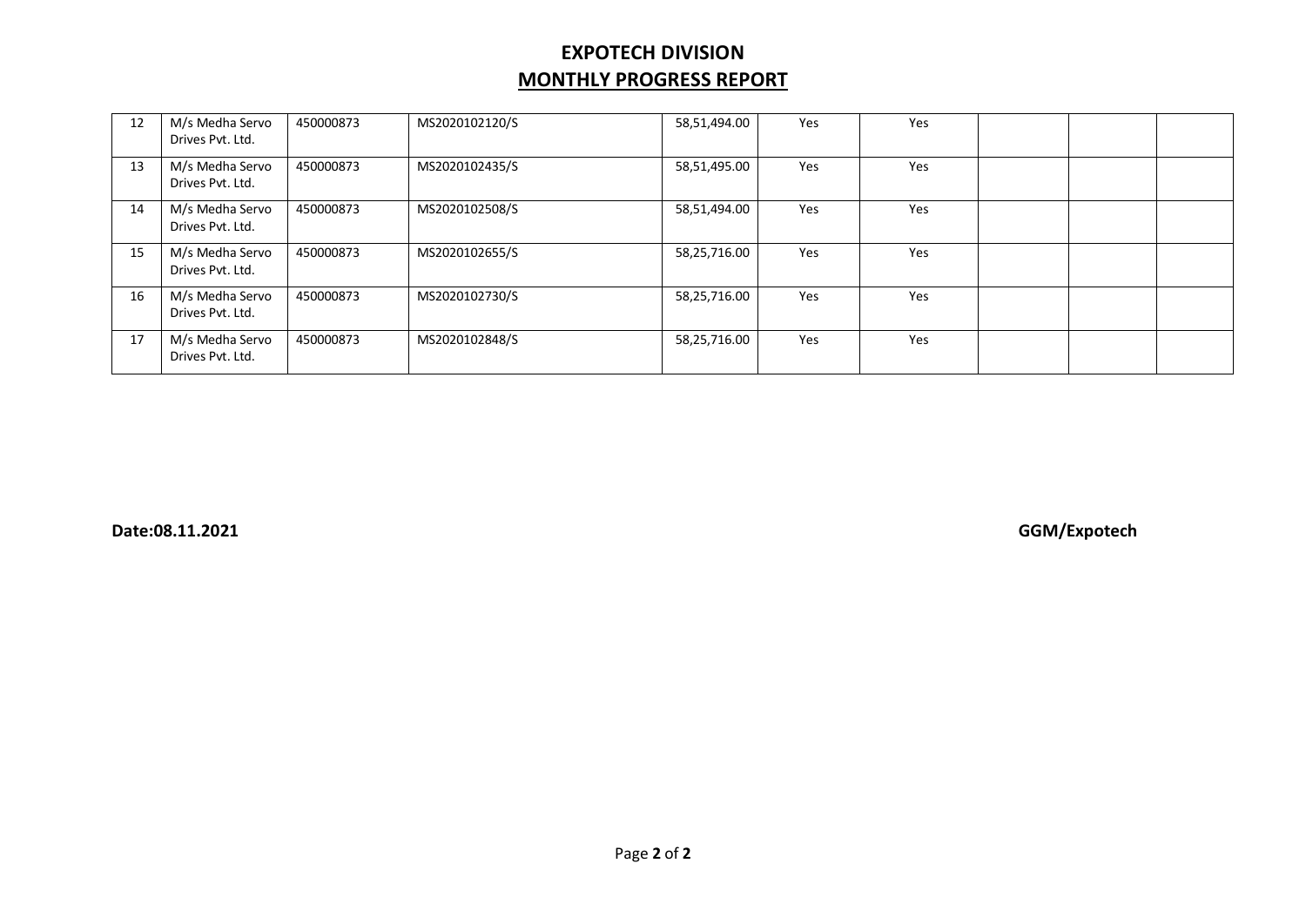# EXPOTECH DIVISION
## MONTHLY PROGRESS REPORT

| | | | | | | | | | |
|---|---|---|---|---|---|---|---|---|---|
| 12 | M/s Medha Servo Drives Pvt. Ltd. | 450000873 | MS2020102120/S | 58,51,494.00 | Yes | Yes | | | |
| 13 | M/s Medha Servo Drives Pvt. Ltd. | 450000873 | MS2020102435/S | 58,51,495.00 | Yes | Yes | | | |
| 14 | M/s Medha Servo Drives Pvt. Ltd. | 450000873 | MS2020102508/S | 58,51,494.00 | Yes | Yes | | | |
| 15 | M/s Medha Servo Drives Pvt. Ltd. | 450000873 | MS2020102655/S | 58,25,716.00 | Yes | Yes | | | |
| 16 | M/s Medha Servo Drives Pvt. Ltd. | 450000873 | MS2020102730/S | 58,25,716.00 | Yes | Yes | | | |
| 17 | M/s Medha Servo Drives Pvt. Ltd. | 450000873 | MS2020102848/S | 58,25,716.00 | Yes | Yes | | | |

**Date:08.11.2021**

**GGM/Expotech**